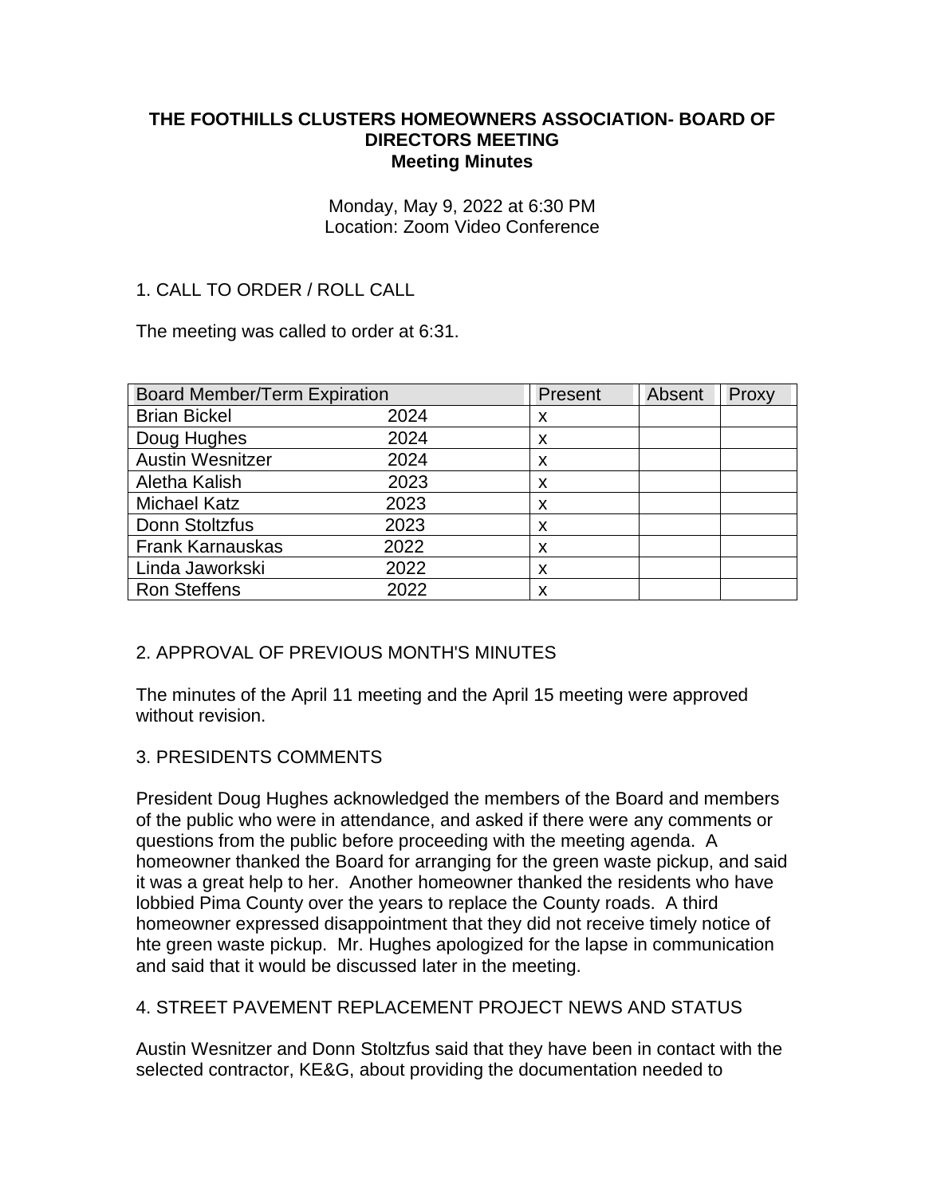**THE FOOTHILLS CLUSTERS HOMEOWNERS ASSOCIATION- BOARD OF DIRECTORS MEETING**
**Meeting Minutes**

Monday, May 9, 2022 at 6:30 PM
Location: Zoom Video Conference

1. CALL TO ORDER / ROLL CALL

The meeting was called to order at 6:31.

| Board Member/Term Expiration | | Present | Absent | Proxy |
|---|---|---|---|---|
| Brian Bickel | 2024 | x | | |
| Doug Hughes | 2024 | x | | |
| Austin Wesnitzer | 2024 | x | | |
| Aletha Kalish | 2023 | x | | |
| Michael Katz | 2023 | x | | |
| Donn Stoltzfus | 2023 | x | | |
| Frank Karnauskas | 2022 | x | | |
| Linda Jaworkski | 2022 | x | | |
| Ron Steffens | 2022 | x | | |

2. APPROVAL OF PREVIOUS MONTH'S MINUTES

The minutes of the April 11 meeting and the April 15 meeting were approved without revision.

3. PRESIDENTS COMMENTS

President Doug Hughes acknowledged the members of the Board and members of the public who were in attendance, and asked if there were any comments or questions from the public before proceeding with the meeting agenda. A homeowner thanked the Board for arranging for the green waste pickup, and said it was a great help to her. Another homeowner thanked the residents who have lobbied Pima County over the years to replace the County roads. A third homeowner expressed disappointment that they did not receive timely notice of hte green waste pickup. Mr. Hughes apologized for the lapse in communication and said that it would be discussed later in the meeting.

4. STREET PAVEMENT REPLACEMENT PROJECT NEWS AND STATUS

Austin Wesnitzer and Donn Stoltzfus said that they have been in contact with the selected contractor, KE&G, about providing the documentation needed to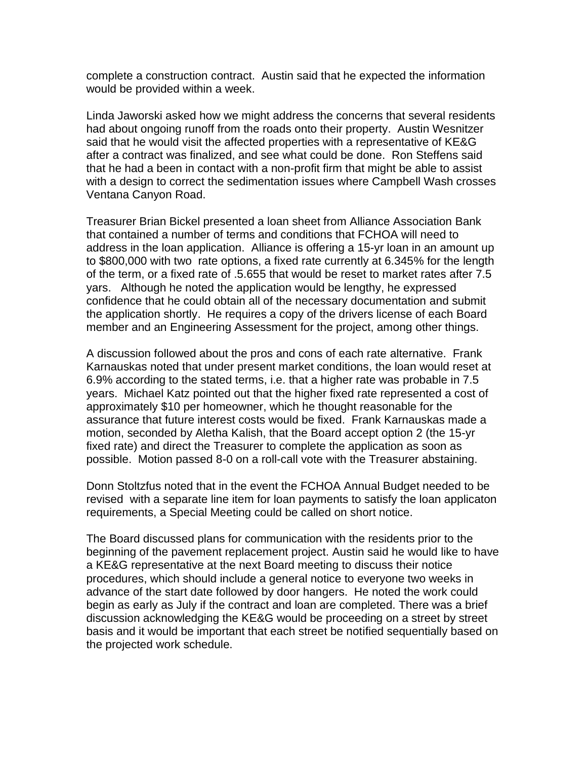complete a construction contract. Austin said that he expected the information would be provided within a week.

Linda Jaworski asked how we might address the concerns that several residents had about ongoing runoff from the roads onto their property. Austin Wesnitzer said that he would visit the affected properties with a representative of KE&G after a contract was finalized, and see what could be done. Ron Steffens said that he had a been in contact with a non-profit firm that might be able to assist with a design to correct the sedimentation issues where Campbell Wash crosses Ventana Canyon Road.

Treasurer Brian Bickel presented a loan sheet from Alliance Association Bank that contained a number of terms and conditions that FCHOA will need to address in the loan application. Alliance is offering a 15-yr loan in an amount up to $800,000 with two rate options, a fixed rate currently at 6.345% for the length of the term, or a fixed rate of .5.655 that would be reset to market rates after 7.5 yars. Although he noted the application would be lengthy, he expressed confidence that he could obtain all of the necessary documentation and submit the application shortly. He requires a copy of the drivers license of each Board member and an Engineering Assessment for the project, among other things.

A discussion followed about the pros and cons of each rate alternative. Frank Karnauskas noted that under present market conditions, the loan would reset at 6.9% according to the stated terms, i.e. that a higher rate was probable in 7.5 years. Michael Katz pointed out that the higher fixed rate represented a cost of approximately $10 per homeowner, which he thought reasonable for the assurance that future interest costs would be fixed. Frank Karnauskas made a motion, seconded by Aletha Kalish, that the Board accept option 2 (the 15-yr fixed rate) and direct the Treasurer to complete the application as soon as possible. Motion passed 8-0 on a roll-call vote with the Treasurer abstaining.

Donn Stoltzfus noted that in the event the FCHOA Annual Budget needed to be revised with a separate line item for loan payments to satisfy the loan applicaton requirements, a Special Meeting could be called on short notice.

The Board discussed plans for communication with the residents prior to the beginning of the pavement replacement project. Austin said he would like to have a KE&G representative at the next Board meeting to discuss their notice procedures, which should include a general notice to everyone two weeks in advance of the start date followed by door hangers. He noted the work could begin as early as July if the contract and loan are completed. There was a brief discussion acknowledging the KE&G would be proceeding on a street by street basis and it would be important that each street be notified sequentially based on the projected work schedule.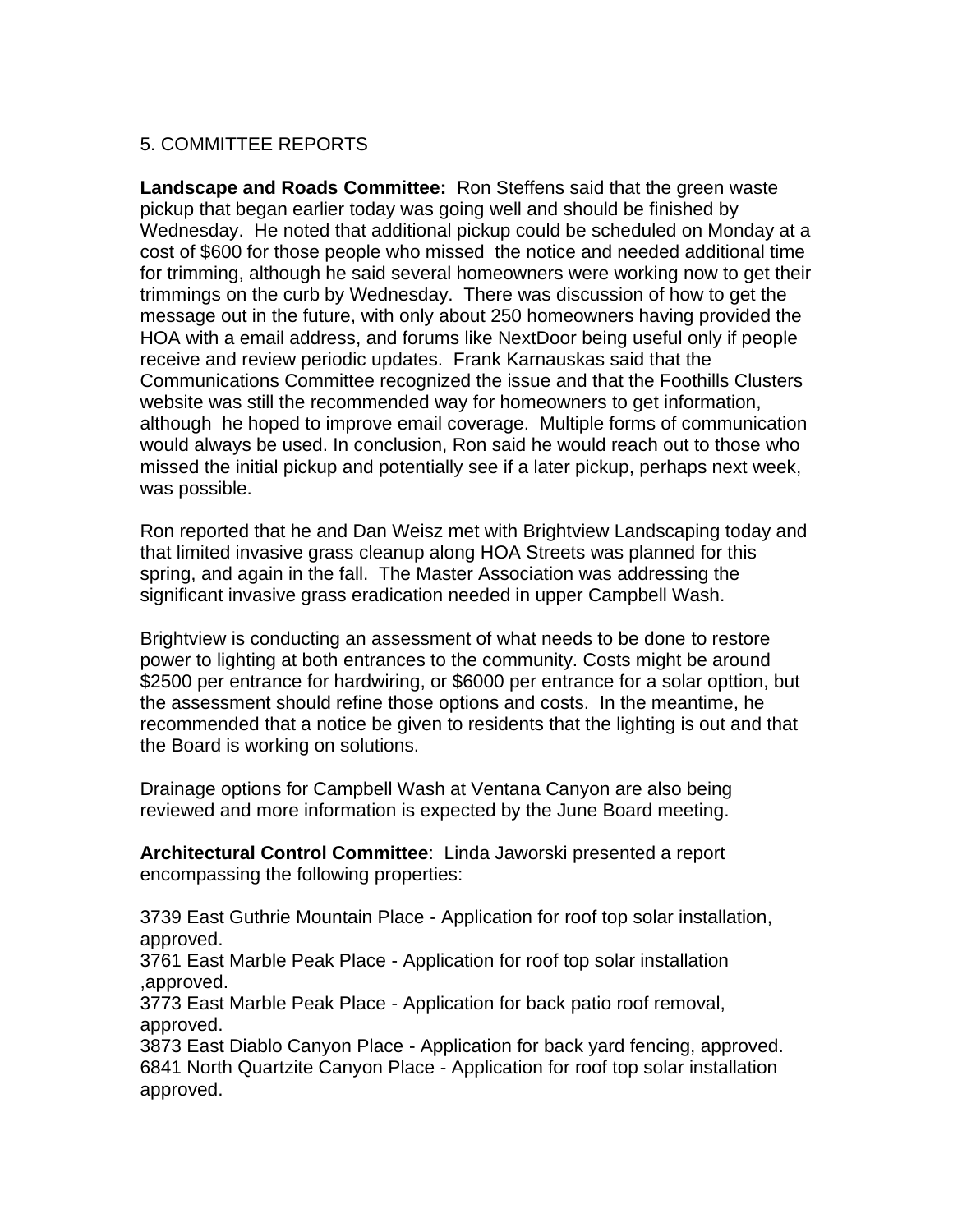5. COMMITTEE REPORTS

**Landscape and Roads Committee:** Ron Steffens said that the green waste pickup that began earlier today was going well and should be finished by Wednesday. He noted that additional pickup could be scheduled on Monday at a cost of $600 for those people who missed the notice and needed additional time for trimming, although he said several homeowners were working now to get their trimmings on the curb by Wednesday. There was discussion of how to get the message out in the future, with only about 250 homeowners having provided the HOA with a email address, and forums like NextDoor being useful only if people receive and review periodic updates. Frank Karnauskas said that the Communications Committee recognized the issue and that the Foothills Clusters website was still the recommended way for homeowners to get information, although he hoped to improve email coverage. Multiple forms of communication would always be used. In conclusion, Ron said he would reach out to those who missed the initial pickup and potentially see if a later pickup, perhaps next week, was possible.

Ron reported that he and Dan Weisz met with Brightview Landscaping today and that limited invasive grass cleanup along HOA Streets was planned for this spring, and again in the fall. The Master Association was addressing the significant invasive grass eradication needed in upper Campbell Wash.

Brightview is conducting an assessment of what needs to be done to restore power to lighting at both entrances to the community. Costs might be around $2500 per entrance for hardwiring, or $6000 per entrance for a solar opttion, but the assessment should refine those options and costs. In the meantime, he recommended that a notice be given to residents that the lighting is out and that the Board is working on solutions.

Drainage options for Campbell Wash at Ventana Canyon are also being reviewed and more information is expected by the June Board meeting.

**Architectural Control Committee**: Linda Jaworski presented a report encompassing the following properties:

3739 East Guthrie Mountain Place - Application for roof top solar installation, approved.
3761 East Marble Peak Place - Application for roof top solar installation ,approved.
3773 East Marble Peak Place - Application for back patio roof removal, approved.
3873 East Diablo Canyon Place - Application for back yard fencing, approved.
6841 North Quartzite Canyon Place - Application for roof top solar installation approved.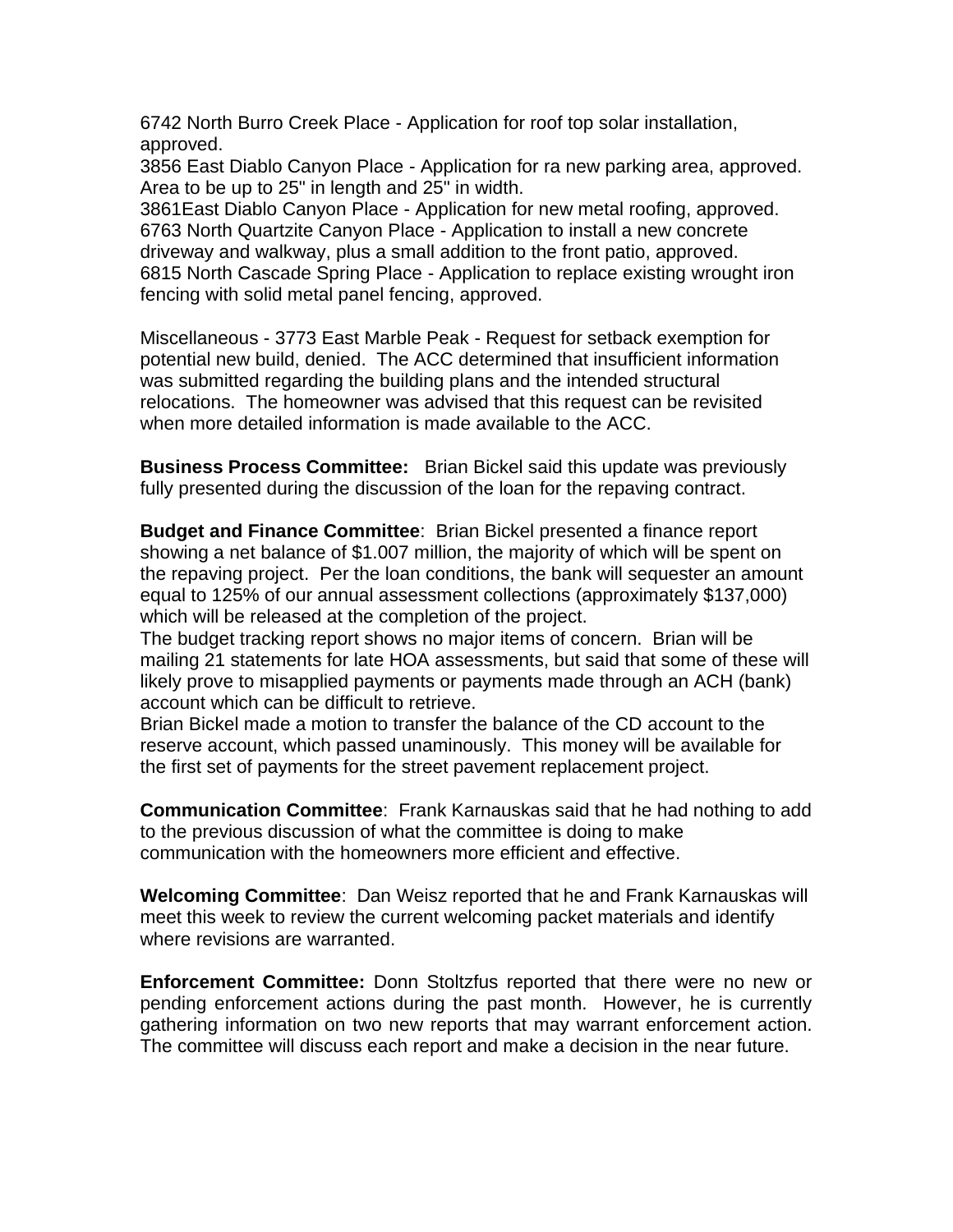6742 North Burro Creek Place - Application for roof top solar installation, approved.
3856 East Diablo Canyon Place - Application for ra new parking area, approved. Area to be up to 25" in length and 25" in width.
3861East Diablo Canyon Place - Application for new metal roofing, approved.
6763 North Quartzite Canyon Place - Application to install a new concrete driveway and walkway, plus a small addition to the front patio, approved.
6815 North Cascade Spring Place - Application to replace existing wrought iron fencing with solid metal panel fencing, approved.

Miscellaneous - 3773 East Marble Peak - Request for setback exemption for potential new build, denied. The ACC determined that insufficient information was submitted regarding the building plans and the intended structural relocations. The homeowner was advised that this request can be revisited when more detailed information is made available to the ACC.

**Business Process Committee:** Brian Bickel said this update was previously fully presented during the discussion of the loan for the repaving contract.

**Budget and Finance Committee**: Brian Bickel presented a finance report showing a net balance of $1.007 million, the majority of which will be spent on the repaving project. Per the loan conditions, the bank will sequester an amount equal to 125% of our annual assessment collections (approximately $137,000) which will be released at the completion of the project.
The budget tracking report shows no major items of concern. Brian will be mailing 21 statements for late HOA assessments, but said that some of these will likely prove to misapplied payments or payments made through an ACH (bank) account which can be difficult to retrieve.
Brian Bickel made a motion to transfer the balance of the CD account to the reserve account, which passed unaminously. This money will be available for the first set of payments for the street pavement replacement project.

**Communication Committee**: Frank Karnauskas said that he had nothing to add to the previous discussion of what the committee is doing to make communication with the homeowners more efficient and effective.

**Welcoming Committee**: Dan Weisz reported that he and Frank Karnauskas will meet this week to review the current welcoming packet materials and identify where revisions are warranted.

**Enforcement Committee:** Donn Stoltzfus reported that there were no new or pending enforcement actions during the past month. However, he is currently gathering information on two new reports that may warrant enforcement action. The committee will discuss each report and make a decision in the near future.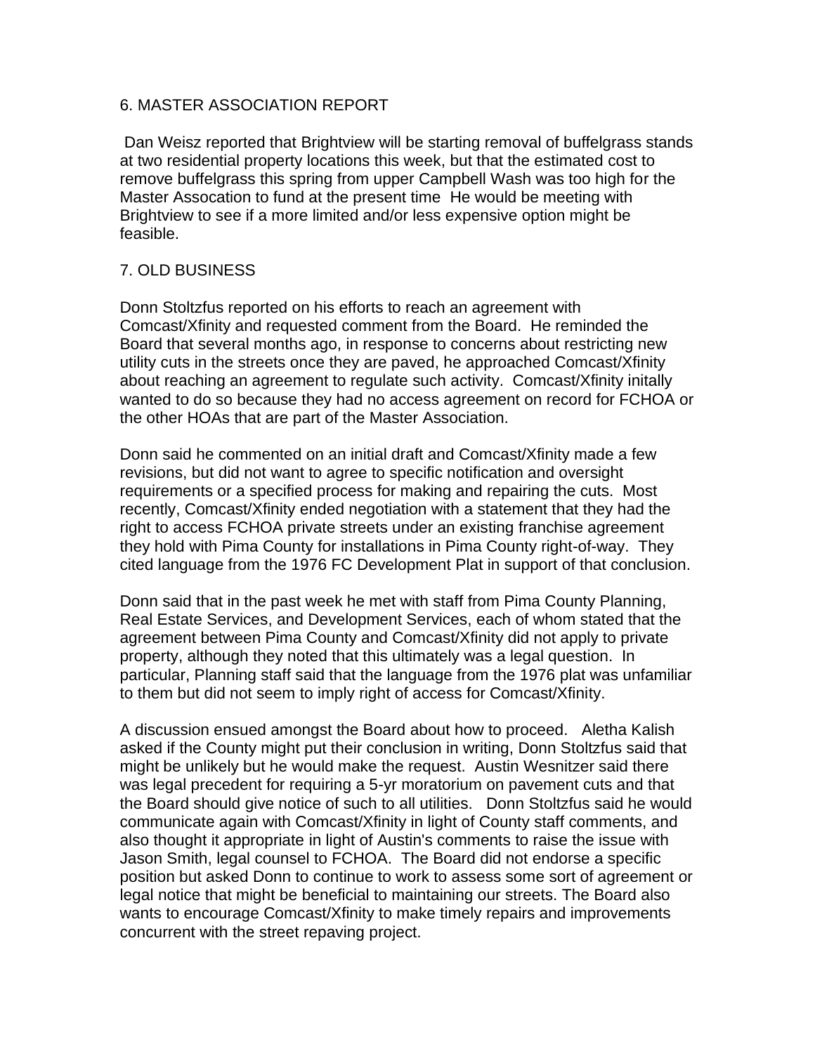## 6. MASTER ASSOCIATION REPORT

Dan Weisz reported that Brightview will be starting removal of buffelgrass stands at two residential property locations this week, but that the estimated cost to remove buffelgrass this spring from upper Campbell Wash was too high for the Master Assocation to fund at the present time He would be meeting with Brightview to see if a more limited and/or less expensive option might be feasible.

## 7. OLD BUSINESS

Donn Stoltzfus reported on his efforts to reach an agreement with Comcast/Xfinity and requested comment from the Board. He reminded the Board that several months ago, in response to concerns about restricting new utility cuts in the streets once they are paved, he approached Comcast/Xfinity about reaching an agreement to regulate such activity. Comcast/Xfinity initally wanted to do so because they had no access agreement on record for FCHOA or the other HOAs that are part of the Master Association.

Donn said he commented on an initial draft and Comcast/Xfinity made a few revisions, but did not want to agree to specific notification and oversight requirements or a specified process for making and repairing the cuts. Most recently, Comcast/Xfinity ended negotiation with a statement that they had the right to access FCHOA private streets under an existing franchise agreement they hold with Pima County for installations in Pima County right-of-way. They cited language from the 1976 FC Development Plat in support of that conclusion.

Donn said that in the past week he met with staff from Pima County Planning, Real Estate Services, and Development Services, each of whom stated that the agreement between Pima County and Comcast/Xfinity did not apply to private property, although they noted that this ultimately was a legal question. In particular, Planning staff said that the language from the 1976 plat was unfamiliar to them but did not seem to imply right of access for Comcast/Xfinity.

A discussion ensued amongst the Board about how to proceed. Aletha Kalish asked if the County might put their conclusion in writing, Donn Stoltzfus said that might be unlikely but he would make the request. Austin Wesnitzer said there was legal precedent for requiring a 5-yr moratorium on pavement cuts and that the Board should give notice of such to all utilities. Donn Stoltzfus said he would communicate again with Comcast/Xfinity in light of County staff comments, and also thought it appropriate in light of Austin's comments to raise the issue with Jason Smith, legal counsel to FCHOA. The Board did not endorse a specific position but asked Donn to continue to work to assess some sort of agreement or legal notice that might be beneficial to maintaining our streets. The Board also wants to encourage Comcast/Xfinity to make timely repairs and improvements concurrent with the street repaving project.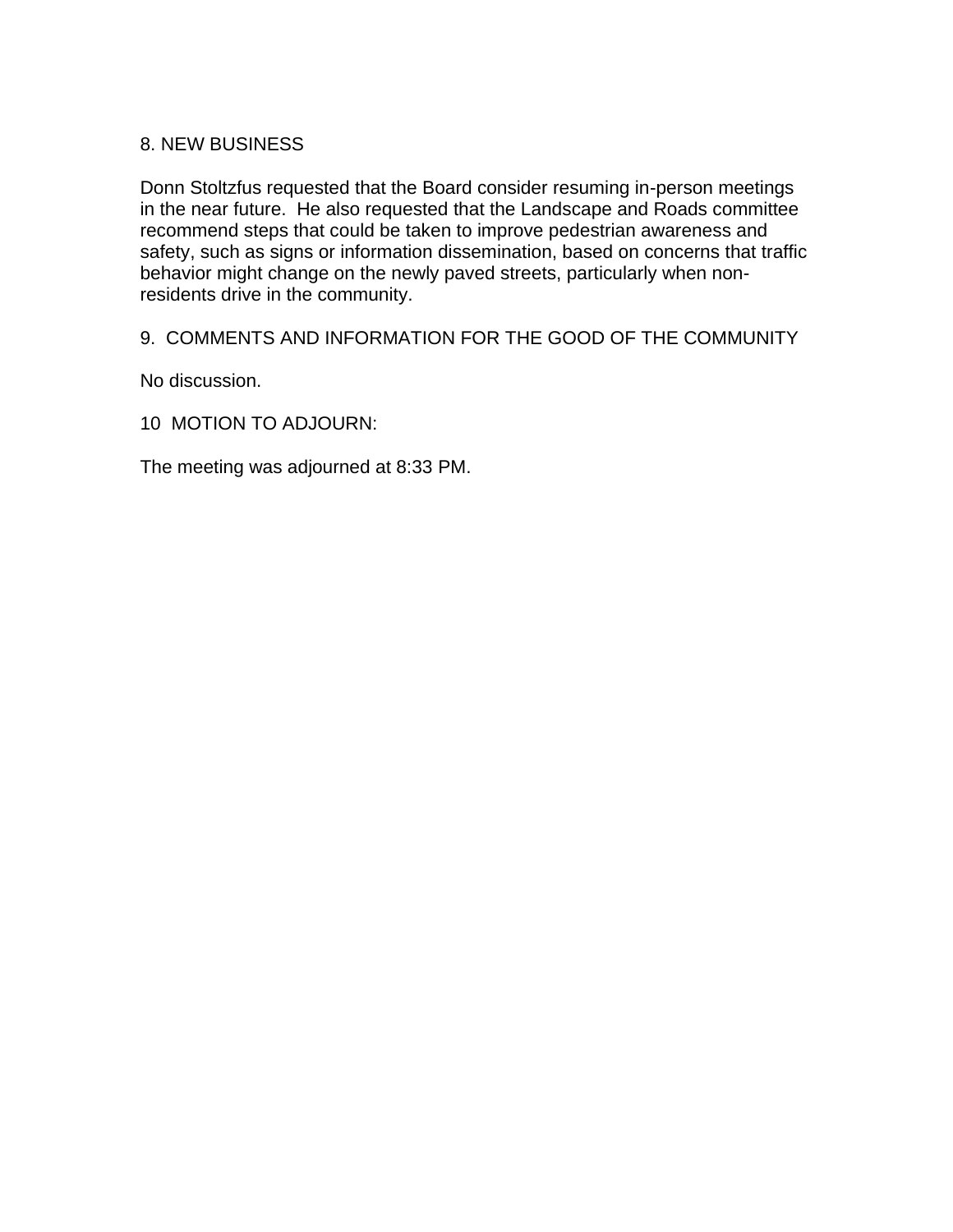8. NEW BUSINESS

Donn Stoltzfus requested that the Board consider resuming in-person meetings in the near future. He also requested that the Landscape and Roads committee recommend steps that could be taken to improve pedestrian awareness and safety, such as signs or information dissemination, based on concerns that traffic behavior might change on the newly paved streets, particularly when non-residents drive in the community.

9. COMMENTS AND INFORMATION FOR THE GOOD OF THE COMMUNITY

No discussion.

10 MOTION TO ADJOURN:

The meeting was adjourned at 8:33 PM.